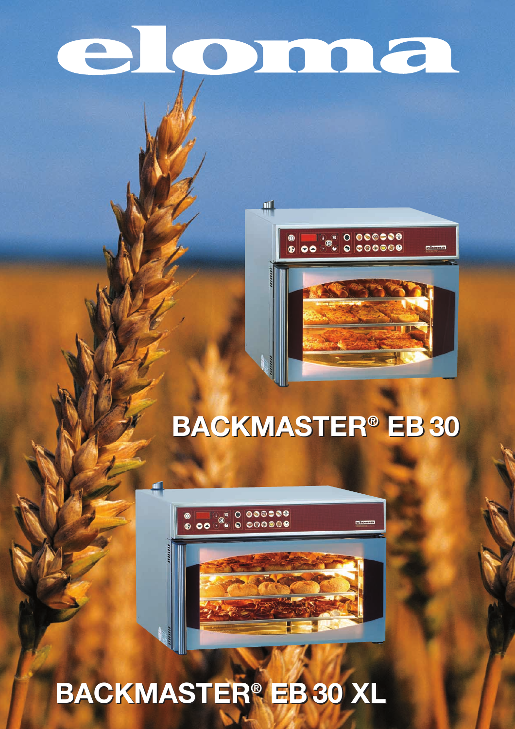# eloma

## BACKMASTER® EB 30

## BACKMASTER® EB 30 XL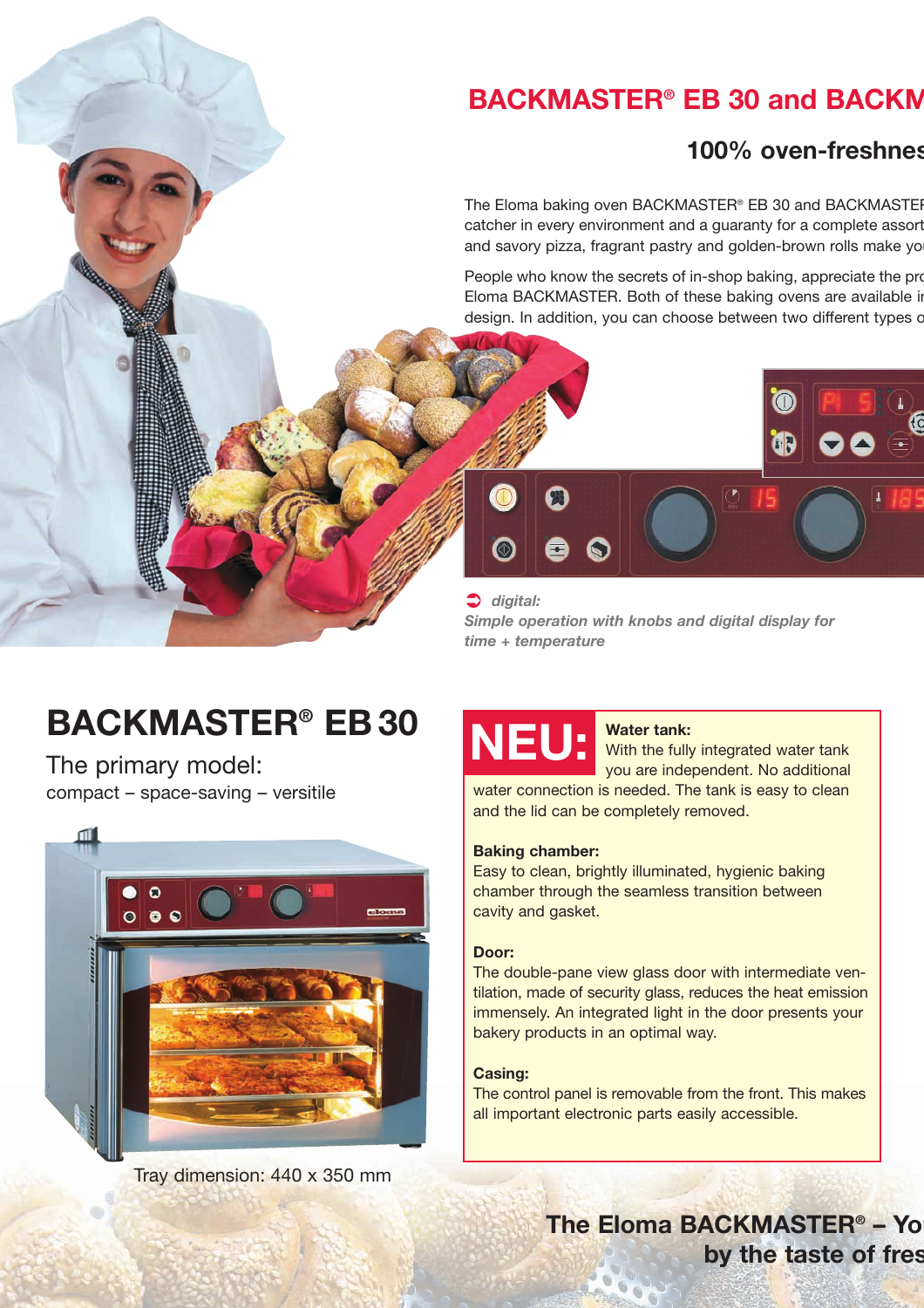# BACKMASTER® EB 30 and BACKM

## 100% oven-freshnes

The Eloma baking oven BACKMASTER® EB 30 and BACKMASTER catcher in every environment and a guaranty for a complete assort and savory pizza, fragrant pastry and golden-brown rolls make yo

People who know the secrets of in-shop baking, appreciate the pro Eloma BACKMASTER. Both of these baking ovens are available in design. In addition, you can choose between two different types o

*digital:*
*Simple operation with knobs and digital display for time + temperature*

# BACKMASTER® EB 30

The primary model:
compact – space-saving – versitile

Tray dimension: 440 x 350 mm

**NEU:**

**Water tank:**
With the fully integrated water tank you are independent. No additional water connection is needed. The tank is easy to clean and the lid can be completely removed.

**Baking chamber:**
Easy to clean, brightly illuminated, hygienic baking chamber through the seamless transition between cavity and gasket.

**Door:**
The double-pane view glass door with intermediate ventilation, made of security glass, reduces the heat emission immensely. An integrated light in the door presents your bakery products in an optimal way.

**Casing:**
The control panel is removable from the front. This makes all important electronic parts easily accessible.

**The Eloma BACKMASTER® – Yo**
**by the taste of fres**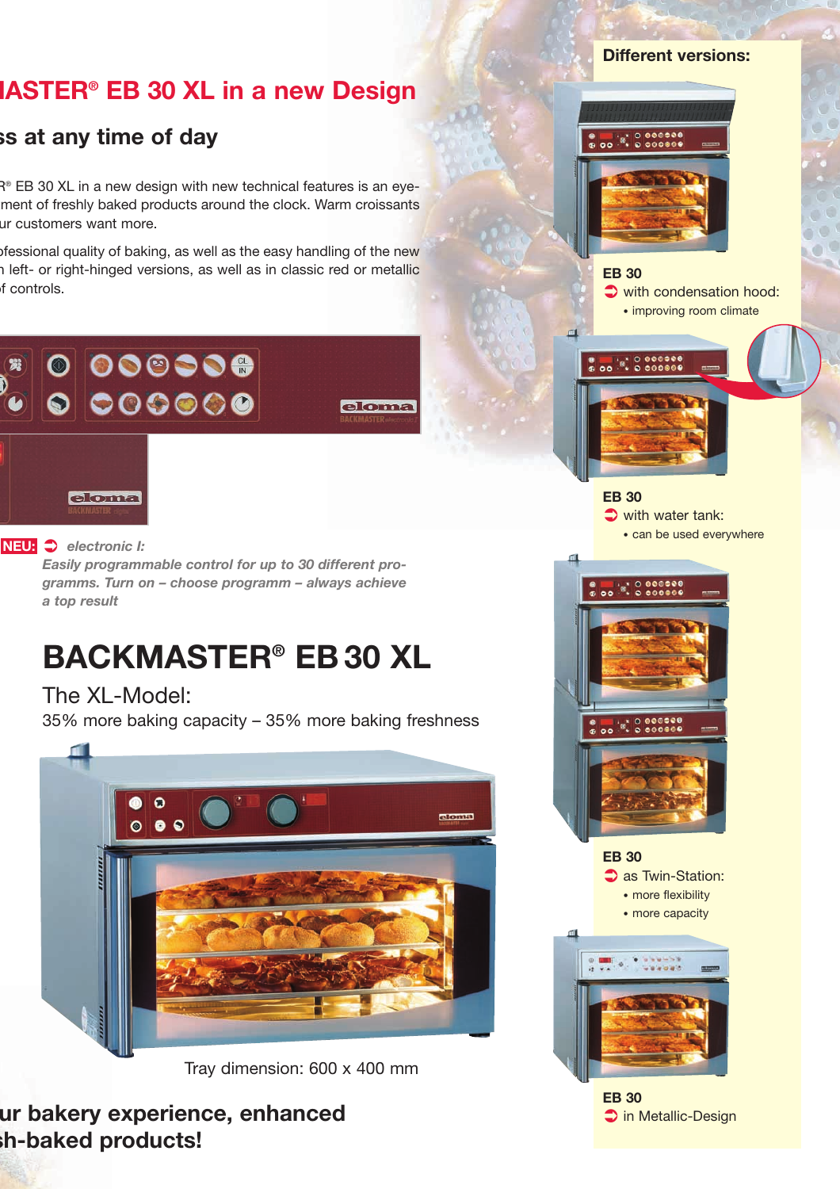## ...ASTER® EB 30 XL in a new Design

### ...ss at any time of day

...® EB 30 XL in a new design with new technical features is an eye-...ment of freshly baked products around the clock. Warm croissants ...ur customers want more.

...ofessional quality of baking, as well as the easy handling of the new ...n left- or right-hinged versions, as well as in classic red or metallic ...f controls.

**NEU:** *electronic I:*
***Easily programmable control for up to 30 different pro-grammS. Turn on – choose programm – always achieve a top result***

# BACKMASTER® EB 30 XL

## The XL-Model:

35% more baking capacity – 35% more baking freshness

Tray dimension: 600 x 400 mm

## ...ur bakery experience, enhanced ...h-baked products!

### Different versions:

**EB 30**
with condensation hood:
- improving room climate

**EB 30**
with water tank:
- can be used everywhere

**EB 30**
as Twin-Station:
- more flexibility
- more capacity

**EB 30**
in Metallic-Design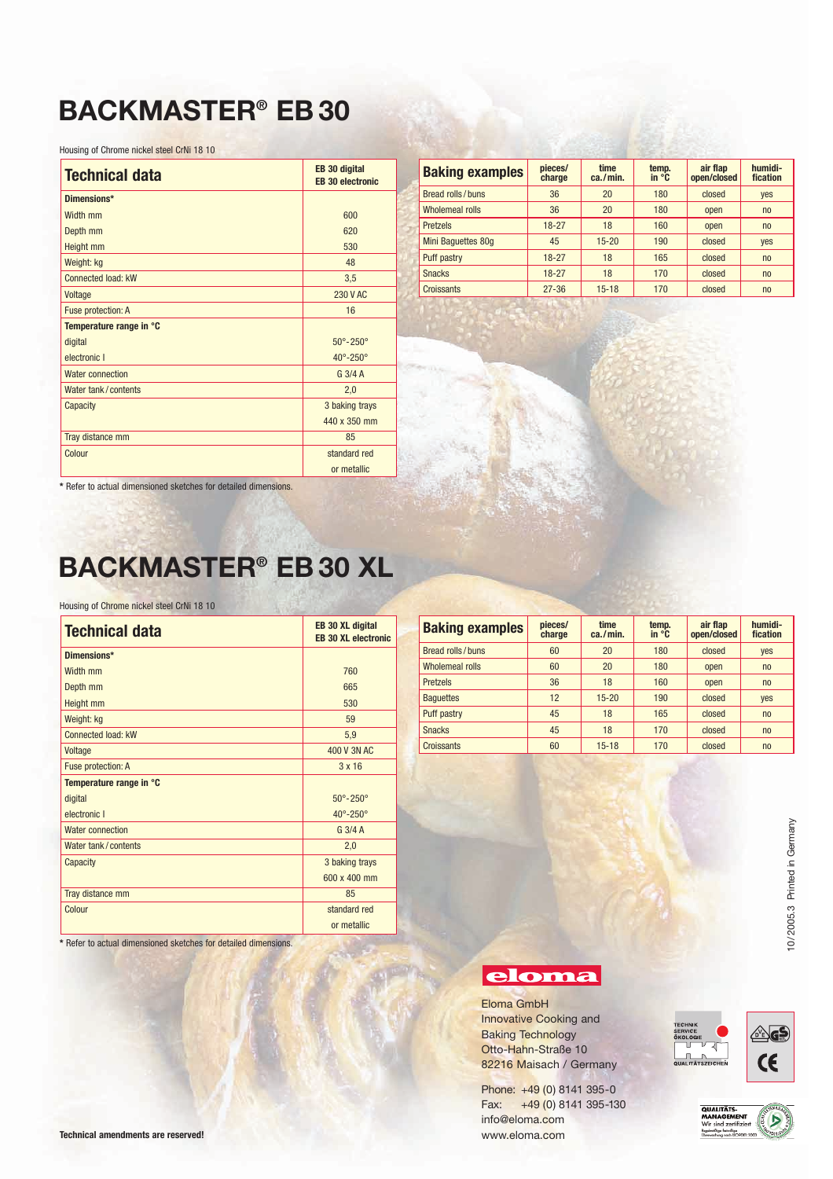# BACKMASTER® EB 30

Housing of Chrome nickel steel CrNi 18 10

| Technical data | EB 30 digital EB 30 electronic |
|---|---|
| **Dimensions*** | |
| Width mm | 600 |
| Depth mm | 620 |
| Height mm | 530 |
| Weight: kg | 48 |
| Connected load: kW | 3,5 |
| Voltage | 230 V AC |
| Fuse protection: A | 16 |
| **Temperature range in °C** | |
| digital | 50°-250° |
| electronic I | 40°-250° |
| Water connection | G 3/4 A |
| Water tank / contents | 2,0 |
| Capacity | 3 baking trays 440 x 350 mm |
| Tray distance mm | 85 |
| Colour | standard red or metallic |

* Refer to actual dimensioned sketches for detailed dimensions.

| Baking examples | pieces/ charge | time ca./min. | temp. in °C | air flap open/closed | humidi- fication |
|---|---|---|---|---|---|
| Bread rolls / buns | 36 | 20 | 180 | closed | yes |
| Wholemeal rolls | 36 | 20 | 180 | open | no |
| Pretzels | 18-27 | 18 | 160 | open | no |
| Mini Baguettes 80g | 45 | 15-20 | 190 | closed | yes |
| Puff pastry | 18-27 | 18 | 165 | closed | no |
| Snacks | 18-27 | 18 | 170 | closed | no |
| Croissants | 27-36 | 15-18 | 170 | closed | no |

# BACKMASTER® EB 30 XL

Housing of Chrome nickel steel CrNi 18 10

| Technical data | EB 30 XL digital EB 30 XL electronic |
|---|---|
| **Dimensions*** | |
| Width mm | 760 |
| Depth mm | 665 |
| Height mm | 530 |
| Weight: kg | 59 |
| Connected load: kW | 5,9 |
| Voltage | 400 V 3N AC |
| Fuse protection: A | 3 x 16 |
| **Temperature range in °C** | |
| digital | 50°-250° |
| electronic I | 40°-250° |
| Water connection | G 3/4 A |
| Water tank / contents | 2,0 |
| Capacity | 3 baking trays 600 x 400 mm |
| Tray distance mm | 85 |
| Colour | standard red or metallic |

* Refer to actual dimensioned sketches for detailed dimensions.

| Baking examples | pieces/ charge | time ca./min. | temp. in °C | air flap open/closed | humidi- fication |
|---|---|---|---|---|---|
| Bread rolls / buns | 60 | 20 | 180 | closed | yes |
| Wholemeal rolls | 60 | 20 | 180 | open | no |
| Pretzels | 36 | 18 | 160 | open | no |
| Baguettes | 12 | 15-20 | 190 | closed | yes |
| Puff pastry | 45 | 18 | 165 | closed | no |
| Snacks | 45 | 18 | 170 | closed | no |
| Croissants | 60 | 15-18 | 170 | closed | no |

10/2005.3 Printed in Germany

**Technical amendments are reserved!**

eloma

Eloma GmbH
Innovative Cooking and
Baking Technology
Otto-Hahn-Straße 10
82216 Maisach / Germany

Phone: +49 (0) 8141 395-0
Fax: +49 (0) 8141 395-130
info@eloma.com
www.eloma.com